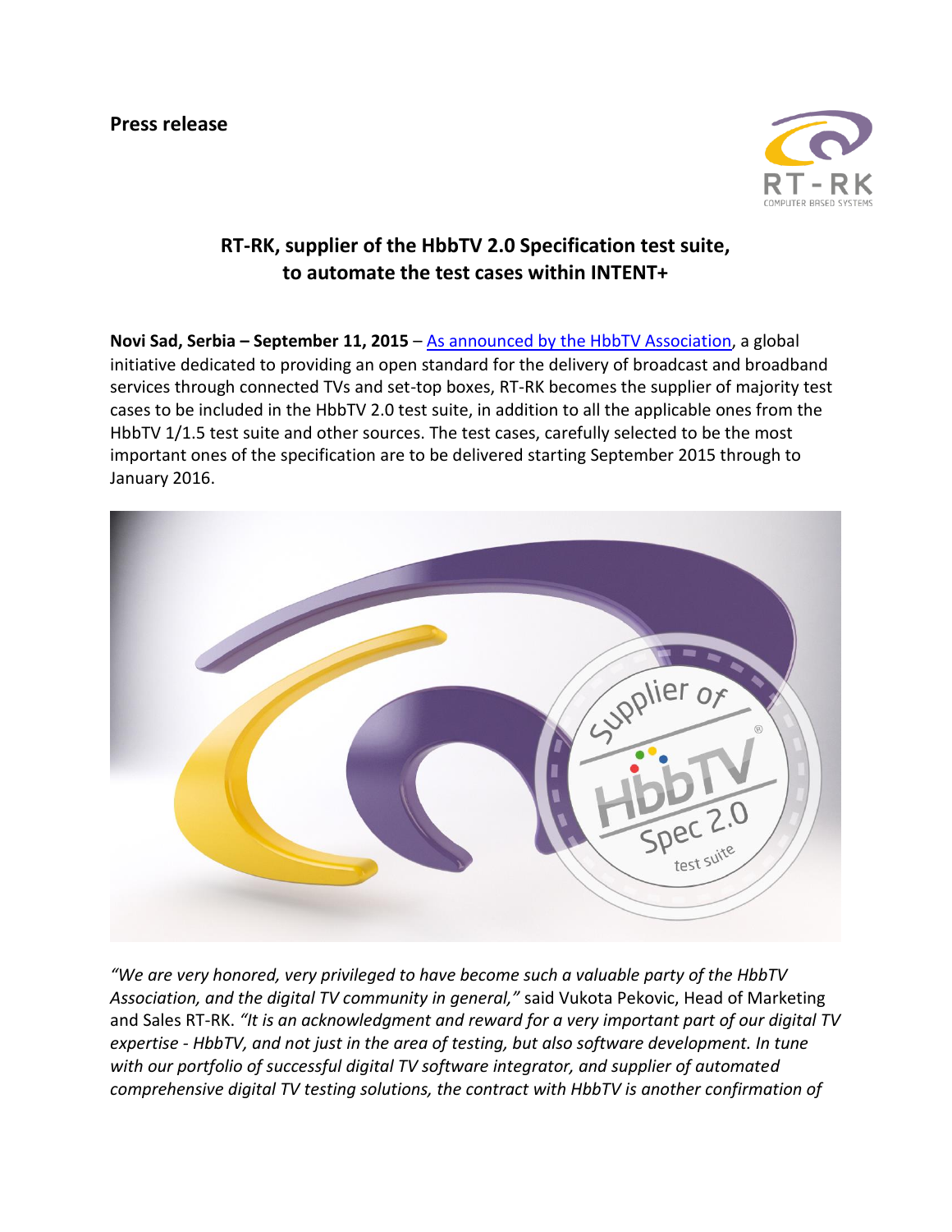**Press release**

## RT-RK, supplier of the HbbTV 2.0 Specification test suite, to automate the test cases within INTENT+

**Novi Sad, Serbia – September 11, 2015** – As announced by the HbbTV Association, a global initiative dedicated to providing an open standard for the delivery of broadcast and broadband services through connected TVs and set-top boxes, RT-RK becomes the supplier of majority test cases to be included in the HbbTV 2.0 test suite, in addition to all the applicable ones from the HbbTV 1/1.5 test suite and other sources. The test cases, carefully selected to be the most important ones of the specification are to be delivered starting September 2015 through to January 2016.

*"We are very honored, very privileged to have become such a valuable party of the HbbTV Association, and the digital TV community in general,"* said Vukota Pekovic, Head of Marketing and Sales RT-RK. *"It is an acknowledgment and reward for a very important part of our digital TV expertise - HbbTV, and not just in the area of testing, but also software development. In tune with our portfolio of successful digital TV software integrator, and supplier of automated comprehensive digital TV testing solutions, the contract with HbbTV is another confirmation of*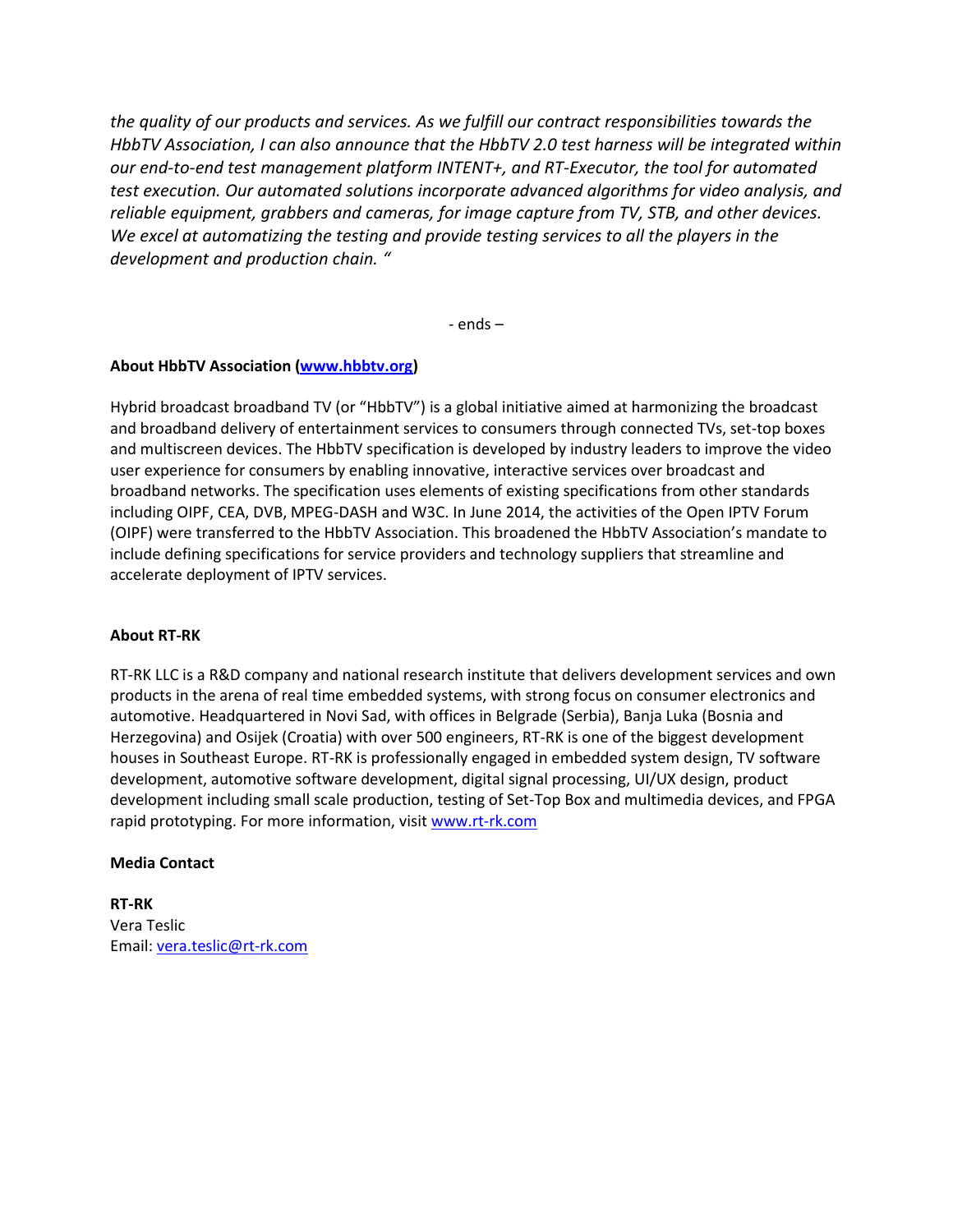*the quality of our products and services. As we fulfill our contract responsibilities towards the HbbTV Association, I can also announce that the HbbTV 2.0 test harness will be integrated within our end-to-end test management platform INTENT+, and RT-Executor, the tool for automated test execution. Our automated solutions incorporate advanced algorithms for video analysis, and reliable equipment, grabbers and cameras, for image capture from TV, STB, and other devices. We excel at automatizing the testing and provide testing services to all the players in the development and production chain. "*

- ends –

**About HbbTV Association ([www.hbbtv.org](http://www.hbbtv.org))**

Hybrid broadcast broadband TV (or "HbbTV") is a global initiative aimed at harmonizing the broadcast and broadband delivery of entertainment services to consumers through connected TVs, set-top boxes and multiscreen devices. The HbbTV specification is developed by industry leaders to improve the video user experience for consumers by enabling innovative, interactive services over broadcast and broadband networks. The specification uses elements of existing specifications from other standards including OIPF, CEA, DVB, MPEG-DASH and W3C. In June 2014, the activities of the Open IPTV Forum (OIPF) were transferred to the HbbTV Association. This broadened the HbbTV Association's mandate to include defining specifications for service providers and technology suppliers that streamline and accelerate deployment of IPTV services.

**About RT-RK**

RT-RK LLC is a R&D company and national research institute that delivers development services and own products in the arena of real time embedded systems, with strong focus on consumer electronics and automotive. Headquartered in Novi Sad, with offices in Belgrade (Serbia), Banja Luka (Bosnia and Herzegovina) and Osijek (Croatia) with over 500 engineers, RT-RK is one of the biggest development houses in Southeast Europe. RT-RK is professionally engaged in embedded system design, TV software development, automotive software development, digital signal processing, UI/UX design, product development including small scale production, testing of Set-Top Box and multimedia devices, and FPGA rapid prototyping. For more information, visit [www.rt-rk.com](http://www.rt-rk.com)

**Media Contact**

**RT-RK**
Vera Teslic
Email: [vera.teslic@rt-rk.com](mailto:vera.teslic@rt-rk.com)